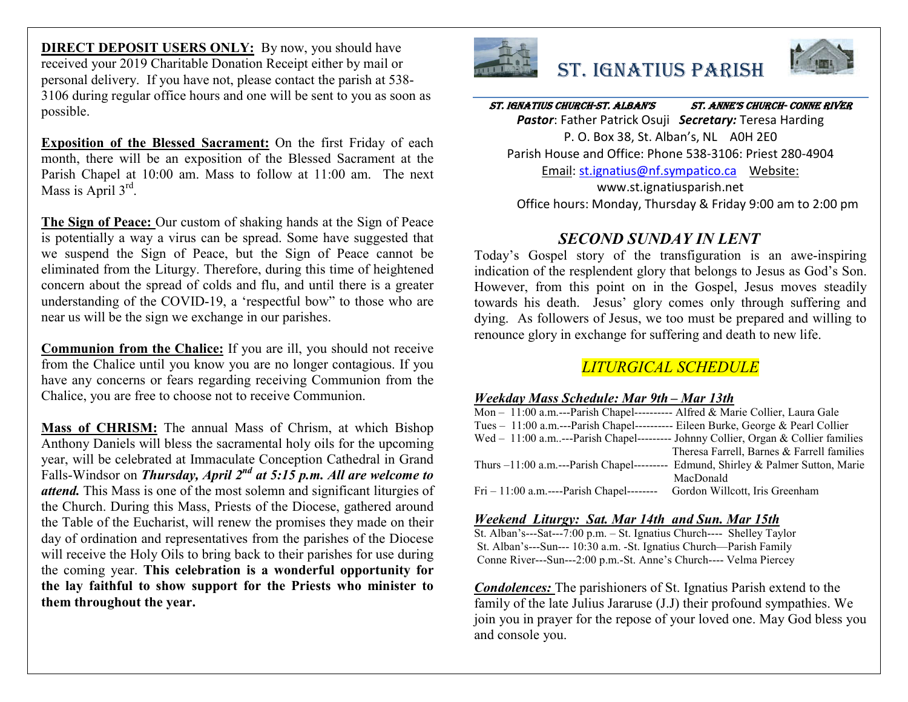**DIRECT DEPOSIT USERS ONLY:** By now, you should have received your 2019 Charitable Donation Receipt either by mail or personal delivery. If you have not, please contact the parish at 538-3106 during regular office hours and one will be sent to you as soon as possible.

**Exposition of the Blessed Sacrament:** On the first Friday of each month, there will be an exposition of the Blessed Sacrament at the Parish Chapel at 10:00 am. Mass to follow at 11:00 am. The next Mass is April 3rd.

**The Sign of Peace:** Our custom of shaking hands at the Sign of Peace is potentially a way a virus can be spread. Some have suggested that we suspend the Sign of Peace, but the Sign of Peace cannot be eliminated from the Liturgy. Therefore, during this time of heightened concern about the spread of colds and flu, and until there is a greater understanding of the COVID-19, a 'respectful bow" to those who are near us will be the sign we exchange in our parishes.

**Communion from the Chalice:** If you are ill, you should not receive from the Chalice until you know you are no longer contagious. If you have any concerns or fears regarding receiving Communion from the Chalice, you are free to choose not to receive Communion.

**Mass of CHRISM:** The annual Mass of Chrism, at which Bishop Anthony Daniels will bless the sacramental holy oils for the upcoming year, will be celebrated at Immaculate Conception Cathedral in Grand Falls-Windsor on ***Thursday, April 2nd at 5:15 p.m. All are welcome to attend.*** This Mass is one of the most solemn and significant liturgies of the Church. During this Mass, Priests of the Diocese, gathered around the Table of the Eucharist, will renew the promises they made on their day of ordination and representatives from the parishes of the Diocese will receive the Holy Oils to bring back to their parishes for use during the coming year. **This celebration is a wonderful opportunity for the lay faithful to show support for the Priests who minister to them throughout the year.**

# ST. IGNATIUS PARISH

***ST. IGNATIUS CHURCH-ST. ALBAN'S*** ***ST. ANNE'S CHURCH- CONNE RIVER***

***Pastor***: Father Patrick Osuji ***Secretary:*** Teresa Harding
P. O. Box 38, St. Alban's, NL A0H 2E0
Parish House and Office: Phone 538-3106: Priest 280-4904
Email: st.ignatius@nf.sympatico.ca Website: www.st.ignatiusparish.net
Office hours: Monday, Thursday & Friday 9:00 am to 2:00 pm

## *SECOND SUNDAY IN LENT*

Today's Gospel story of the transfiguration is an awe-inspiring indication of the resplendent glory that belongs to Jesus as God's Son. However, from this point on in the Gospel, Jesus moves steadily towards his death. Jesus' glory comes only through suffering and dying. As followers of Jesus, we too must be prepared and willing to renounce glory in exchange for suffering and death to new life.

## *LITURGICAL SCHEDULE*

***Weekday Mass Schedule: Mar 9th – Mar 13th***

Mon – 11:00 a.m.---Parish Chapel---------- Alfred & Marie Collier, Laura Gale
Tues – 11:00 a.m.---Parish Chapel---------- Eileen Burke, George & Pearl Collier
Wed – 11:00 a.m..---Parish Chapel--------- Johnny Collier, Organ & Collier families Theresa Farrell, Barnes & Farrell families
Thurs –11:00 a.m.---Parish Chapel--------- Edmund, Shirley & Palmer Sutton, Marie MacDonald
Fri – 11:00 a.m.----Parish Chapel-------- Gordon Willcott, Iris Greenham

***Weekend Liturgy: Sat. Mar 14th and Sun. Mar 15th***

St. Alban's---Sat---7:00 p.m. – St. Ignatius Church---- Shelley Taylor
St. Alban's---Sun--- 10:30 a.m. -St. Ignatius Church—Parish Family
Conne River---Sun---2:00 p.m.-St. Anne's Church---- Velma Piercey

***Condolences:*** The parishioners of St. Ignatius Parish extend to the family of the late Julius Jararuse (J.J) their profound sympathies. We join you in prayer for the repose of your loved one. May God bless you and console you.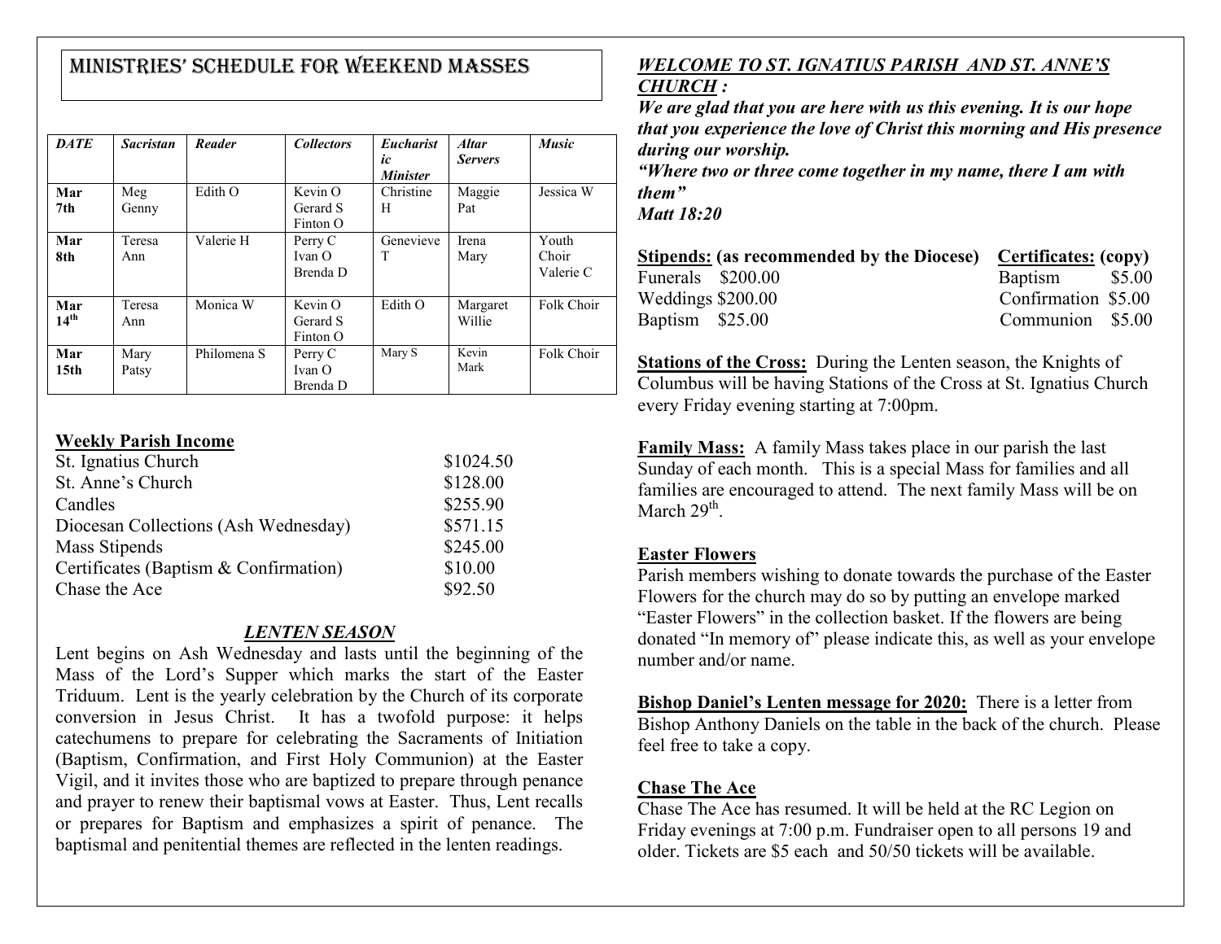## MINISTRIES' SCHEDULE FOR WEEKEND MASSES

| DATE | Sacristan | Reader | Collectors | Eucharistic Minister | Altar Servers | Music |
|---|---|---|---|---|---|---|
| Mar 7th | Meg Genny | Edith O | Kevin O Gerard S Finton O | Christine H | Maggie Pat | Jessica W |
| Mar 8th | Teresa Ann | Valerie H | Perry C Ivan O Brenda D | Genevieve T | Irena Mary | Youth Choir Valerie C |
| Mar 14th | Teresa Ann | Monica W | Kevin O Gerard S Finton O | Edith O | Margaret Willie | Folk Choir |
| Mar 15th | Mary Patsy | Philomena S | Perry C Ivan O Brenda D | Mary S | Kevin Mark | Folk Choir |

**Weekly Parish Income**

| | |
|---|---|
| St. Ignatius Church | $1024.50 |
| St. Anne's Church | $128.00 |
| Candles | $255.90 |
| Diocesan Collections (Ash Wednesday) | $571.15 |
| Mass Stipends | $245.00 |
| Certificates (Baptism & Confirmation) | $10.00 |
| Chase the Ace | $92.50 |

### *LENTEN SEASON*

Lent begins on Ash Wednesday and lasts until the beginning of the Mass of the Lord's Supper which marks the start of the Easter Triduum. Lent is the yearly celebration by the Church of its corporate conversion in Jesus Christ. It has a twofold purpose: it helps catechumens to prepare for celebrating the Sacraments of Initiation (Baptism, Confirmation, and First Holy Communion) at the Easter Vigil, and it invites those who are baptized to prepare through penance and prayer to renew their baptismal vows at Easter. Thus, Lent recalls or prepares for Baptism and emphasizes a spirit of penance. The baptismal and penitential themes are reflected in the lenten readings.

***WELCOME TO ST. IGNATIUS PARISH AND ST. ANNE'S CHURCH :***

***We are glad that you are here with us this evening. It is our hope that you experience the love of Christ this morning and His presence during our worship.***

***"Where two or three come together in my name, there I am with them"***

***Matt 18:20***

| **Stipends: (as recommended by the Diocese)** | | **Certificates: (copy)** | |
|---|---|---|---|
| Funerals | $200.00 | Baptism | $5.00 |
| Weddings | $200.00 | Confirmation | $5.00 |
| Baptism | $25.00 | Communion | $5.00 |

**Stations of the Cross:** During the Lenten season, the Knights of Columbus will be having Stations of the Cross at St. Ignatius Church every Friday evening starting at 7:00pm.

**Family Mass:** A family Mass takes place in our parish the last Sunday of each month. This is a special Mass for families and all families are encouraged to attend. The next family Mass will be on March 29th.

**Easter Flowers**

Parish members wishing to donate towards the purchase of the Easter Flowers for the church may do so by putting an envelope marked "Easter Flowers" in the collection basket. If the flowers are being donated "In memory of" please indicate this, as well as your envelope number and/or name.

**Bishop Daniel's Lenten message for 2020:** There is a letter from Bishop Anthony Daniels on the table in the back of the church. Please feel free to take a copy.

**Chase The Ace**

Chase The Ace has resumed. It will be held at the RC Legion on Friday evenings at 7:00 p.m. Fundraiser open to all persons 19 and older. Tickets are $5 each and 50/50 tickets will be available.